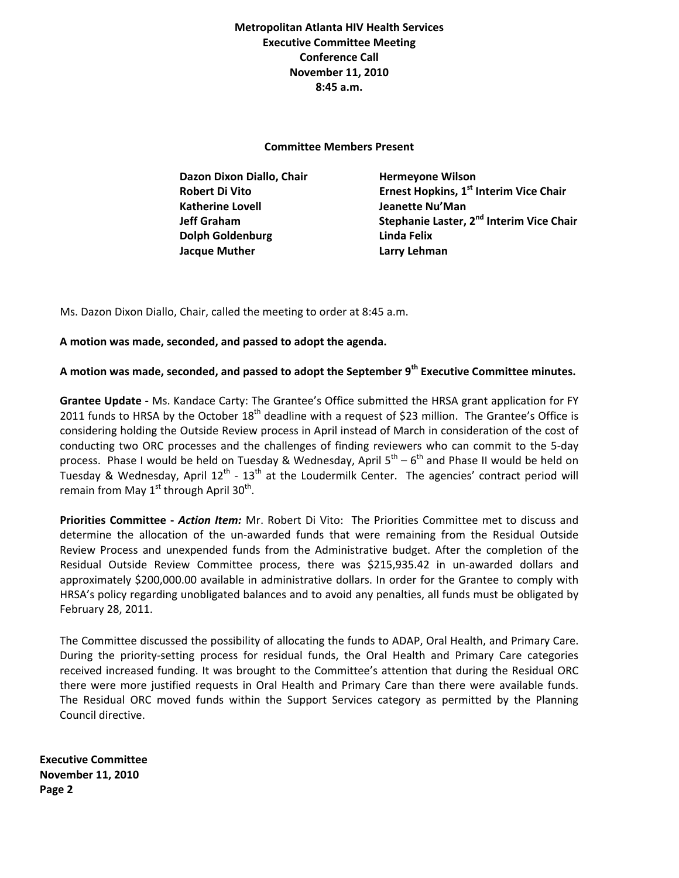**Metropolitan Atlanta HIV Health Services**
**Executive Committee Meeting**
**Conference Call**
**November 11, 2010**
**8:45 a.m.**

**Committee Members Present**

| | |
|---|---|
| **Dazon Dixon Diallo, Chair** | **Hermeyone Wilson** |
| **Robert Di Vito** | **Ernest Hopkins, 1st Interim Vice Chair** |
| **Katherine Lovell** | **Jeanette Nu'Man** |
| **Jeff Graham** | **Stephanie Laster, 2nd Interim Vice Chair** |
| **Dolph Goldenburg** | **Linda Felix** |
| **Jacque Muther** | **Larry Lehman** |

Ms. Dazon Dixon Diallo, Chair, called the meeting to order at 8:45 a.m.

**A motion was made, seconded, and passed to adopt the agenda.**

**A motion was made, seconded, and passed to adopt the September 9th Executive Committee minutes.**

**Grantee Update -** Ms. Kandace Carty: The Grantee's Office submitted the HRSA grant application for FY 2011 funds to HRSA by the October 18th deadline with a request of $23 million. The Grantee's Office is considering holding the Outside Review process in April instead of March in consideration of the cost of conducting two ORC processes and the challenges of finding reviewers who can commit to the 5-day process. Phase I would be held on Tuesday & Wednesday, April 5th – 6th and Phase II would be held on Tuesday & Wednesday, April 12th - 13th at the Loudermilk Center. The agencies' contract period will remain from May 1st through April 30th.

**Priorities Committee -** ***Action Item:*** Mr. Robert Di Vito: The Priorities Committee met to discuss and determine the allocation of the un-awarded funds that were remaining from the Residual Outside Review Process and unexpended funds from the Administrative budget. After the completion of the Residual Outside Review Committee process, there was $215,935.42 in un-awarded dollars and approximately $200,000.00 available in administrative dollars. In order for the Grantee to comply with HRSA's policy regarding unobligated balances and to avoid any penalties, all funds must be obligated by February 28, 2011.

The Committee discussed the possibility of allocating the funds to ADAP, Oral Health, and Primary Care. During the priority-setting process for residual funds, the Oral Health and Primary Care categories received increased funding. It was brought to the Committee's attention that during the Residual ORC there were more justified requests in Oral Health and Primary Care than there were available funds. The Residual ORC moved funds within the Support Services category as permitted by the Planning Council directive.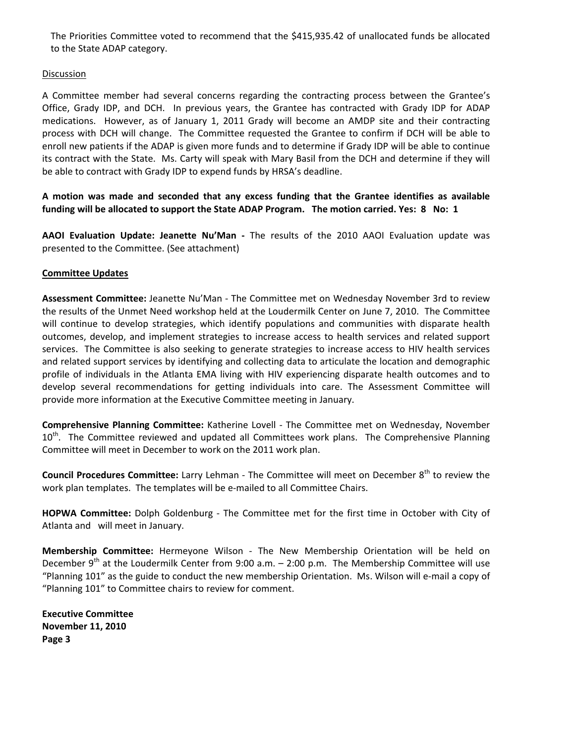The Priorities Committee voted to recommend that the $415,935.42 of unallocated funds be allocated to the State ADAP category.

Discussion

A Committee member had several concerns regarding the contracting process between the Grantee's Office, Grady IDP, and DCH. In previous years, the Grantee has contracted with Grady IDP for ADAP medications. However, as of January 1, 2011 Grady will become an AMDP site and their contracting process with DCH will change. The Committee requested the Grantee to confirm if DCH will be able to enroll new patients if the ADAP is given more funds and to determine if Grady IDP will be able to continue its contract with the State. Ms. Carty will speak with Mary Basil from the DCH and determine if they will be able to contract with Grady IDP to expend funds by HRSA's deadline.

**A motion was made and seconded that any excess funding that the Grantee identifies as available funding will be allocated to support the State ADAP Program. The motion carried. Yes: 8 No: 1**

**AAOI Evaluation Update: Jeanette Nu'Man -** The results of the 2010 AAOI Evaluation update was presented to the Committee. (See attachment)

**Committee Updates**

**Assessment Committee:** Jeanette Nu'Man - The Committee met on Wednesday November 3rd to review the results of the Unmet Need workshop held at the Loudermilk Center on June 7, 2010. The Committee will continue to develop strategies, which identify populations and communities with disparate health outcomes, develop, and implement strategies to increase access to health services and related support services. The Committee is also seeking to generate strategies to increase access to HIV health services and related support services by identifying and collecting data to articulate the location and demographic profile of individuals in the Atlanta EMA living with HIV experiencing disparate health outcomes and to develop several recommendations for getting individuals into care. The Assessment Committee will provide more information at the Executive Committee meeting in January.

**Comprehensive Planning Committee:** Katherine Lovell - The Committee met on Wednesday, November 10th. The Committee reviewed and updated all Committees work plans. The Comprehensive Planning Committee will meet in December to work on the 2011 work plan.

**Council Procedures Committee:** Larry Lehman - The Committee will meet on December 8th to review the work plan templates. The templates will be e-mailed to all Committee Chairs.

**HOPWA Committee:** Dolph Goldenburg - The Committee met for the first time in October with City of Atlanta and will meet in January.

**Membership Committee:** Hermeyone Wilson - The New Membership Orientation will be held on December 9th at the Loudermilk Center from 9:00 a.m. – 2:00 p.m. The Membership Committee will use "Planning 101" as the guide to conduct the new membership Orientation. Ms. Wilson will e-mail a copy of "Planning 101" to Committee chairs to review for comment.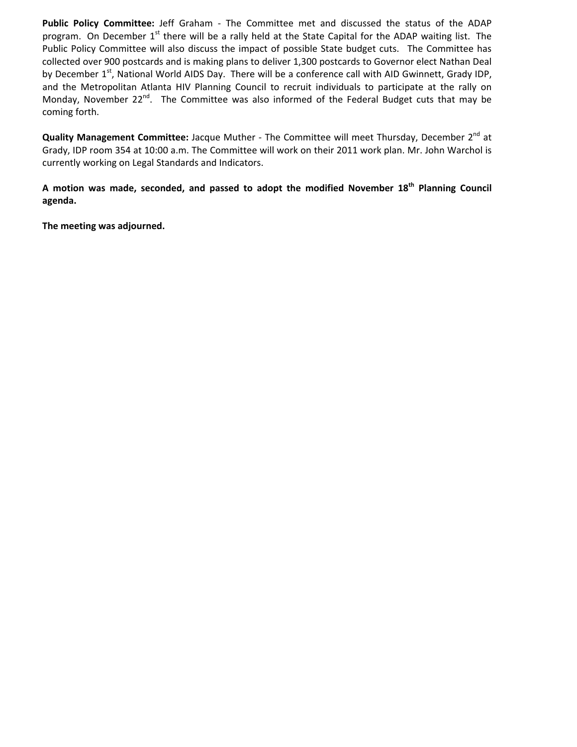**Public Policy Committee:** Jeff Graham - The Committee met and discussed the status of the ADAP program. On December 1st there will be a rally held at the State Capital for the ADAP waiting list. The Public Policy Committee will also discuss the impact of possible State budget cuts. The Committee has collected over 900 postcards and is making plans to deliver 1,300 postcards to Governor elect Nathan Deal by December 1st, National World AIDS Day. There will be a conference call with AID Gwinnett, Grady IDP, and the Metropolitan Atlanta HIV Planning Council to recruit individuals to participate at the rally on Monday, November 22nd. The Committee was also informed of the Federal Budget cuts that may be coming forth.

**Quality Management Committee:** Jacque Muther - The Committee will meet Thursday, December 2nd at Grady, IDP room 354 at 10:00 a.m. The Committee will work on their 2011 work plan. Mr. John Warchol is currently working on Legal Standards and Indicators.

**A motion was made, seconded, and passed to adopt the modified November 18th Planning Council agenda.**

**The meeting was adjourned.**